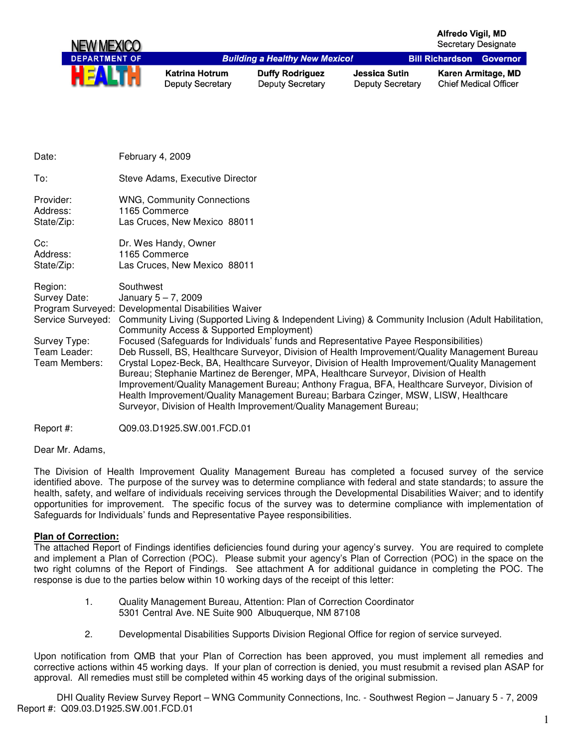NEW MEXICO
DEPARTMENT OF HEALTH

Building a Healthy New Mexico!

Alfredo Vigil, MD
Secretary Designate

Bill Richardson Governor

Katrina Hotrum
Deputy Secretary

Duffy Rodriguez
Deputy Secretary

Jessica Sutin
Deputy Secretary

Karen Armitage, MD
Chief Medical Officer

Date: February 4, 2009

To: Steve Adams, Executive Director

Provider: WNG, Community Connections
Address: 1165 Commerce
State/Zip: Las Cruces, New Mexico 88011

Cc: Dr. Wes Handy, Owner
Address: 1165 Commerce
State/Zip: Las Cruces, New Mexico 88011

Region: Southwest
Survey Date: January 5 – 7, 2009
Program Surveyed: Developmental Disabilities Waiver
Service Surveyed: Community Living (Supported Living & Independent Living) & Community Inclusion (Adult Habilitation, Community Access & Supported Employment)
Survey Type: Focused (Safeguards for Individuals' funds and Representative Payee Responsibilities)
Team Leader: Deb Russell, BS, Healthcare Surveyor, Division of Health Improvement/Quality Management Bureau
Team Members: Crystal Lopez-Beck, BA, Healthcare Surveyor, Division of Health Improvement/Quality Management Bureau; Stephanie Martinez de Berenger, MPA, Healthcare Surveyor, Division of Health Improvement/Quality Management Bureau; Anthony Fragua, BFA, Healthcare Surveyor, Division of Health Improvement/Quality Management Bureau; Barbara Czinger, MSW, LISW, Healthcare Surveyor, Division of Health Improvement/Quality Management Bureau;

Report #: Q09.03.D1925.SW.001.FCD.01

Dear Mr. Adams,

The Division of Health Improvement Quality Management Bureau has completed a focused survey of the service identified above. The purpose of the survey was to determine compliance with federal and state standards; to assure the health, safety, and welfare of individuals receiving services through the Developmental Disabilities Waiver; and to identify opportunities for improvement. The specific focus of the survey was to determine compliance with implementation of Safeguards for Individuals' funds and Representative Payee responsibilities.

**Plan of Correction:**

The attached Report of Findings identifies deficiencies found during your agency's survey. You are required to complete and implement a Plan of Correction (POC). Please submit your agency's Plan of Correction (POC) in the space on the two right columns of the Report of Findings. See attachment A for additional guidance in completing the POC. The response is due to the parties below within 10 working days of the receipt of this letter:

1. Quality Management Bureau, Attention: Plan of Correction Coordinator
   5301 Central Ave. NE Suite 900 Albuquerque, NM 87108

2. Developmental Disabilities Supports Division Regional Office for region of service surveyed.

Upon notification from QMB that your Plan of Correction has been approved, you must implement all remedies and corrective actions within 45 working days. If your plan of correction is denied, you must resubmit a revised plan ASAP for approval. All remedies must still be completed within 45 working days of the original submission.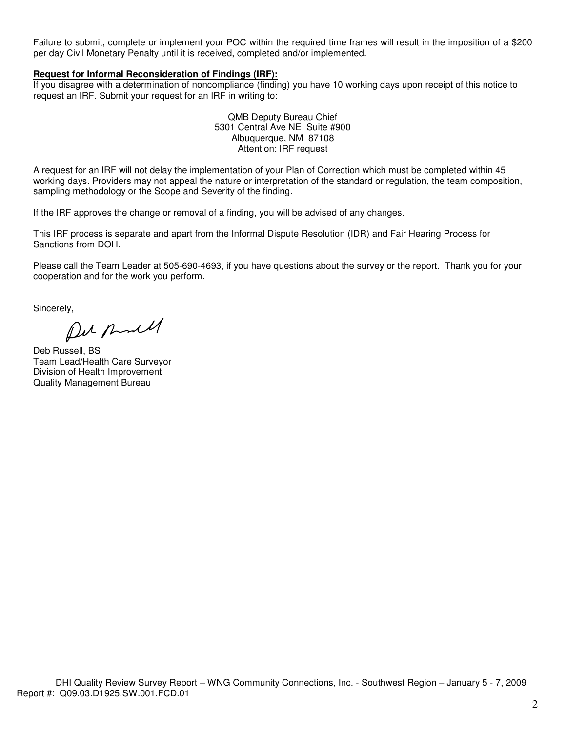Failure to submit, complete or implement your POC within the required time frames will result in the imposition of a $200 per day Civil Monetary Penalty until it is received, completed and/or implemented.

**Request for Informal Reconsideration of Findings (IRF):**

If you disagree with a determination of noncompliance (finding) you have 10 working days upon receipt of this notice to request an IRF. Submit your request for an IRF in writing to:

QMB Deputy Bureau Chief
5301 Central Ave NE Suite #900
Albuquerque, NM 87108
Attention: IRF request

A request for an IRF will not delay the implementation of your Plan of Correction which must be completed within 45 working days. Providers may not appeal the nature or interpretation of the standard or regulation, the team composition, sampling methodology or the Scope and Severity of the finding.

If the IRF approves the change or removal of a finding, you will be advised of any changes.

This IRF process is separate and apart from the Informal Dispute Resolution (IDR) and Fair Hearing Process for Sanctions from DOH.

Please call the Team Leader at 505-690-4693, if you have questions about the survey or the report. Thank you for your cooperation and for the work you perform.

Sincerely,

Deb Russell, BS
Team Lead/Health Care Surveyor
Division of Health Improvement
Quality Management Bureau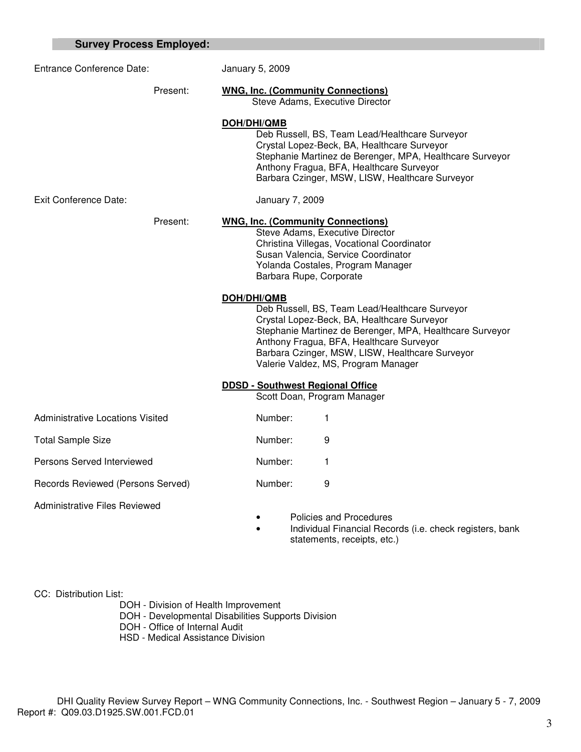## Survey Process Employed:

**Entrance Conference Date:** January 5, 2009

**Present:**

**WNG, Inc. (Community Connections)**
- Steve Adams, Executive Director

**DOH/DHI/QMB**
- Deb Russell, BS, Team Lead/Healthcare Surveyor
- Crystal Lopez-Beck, BA, Healthcare Surveyor
- Stephanie Martinez de Berenger, MPA, Healthcare Surveyor
- Anthony Fragua, BFA, Healthcare Surveyor
- Barbara Czinger, MSW, LISW, Healthcare Surveyor

**Exit Conference Date:** January 7, 2009

**Present:**

**WNG, Inc. (Community Connections)**
- Steve Adams, Executive Director
- Christina Villegas, Vocational Coordinator
- Susan Valencia, Service Coordinator
- Yolanda Costales, Program Manager
- Barbara Rupe, Corporate

**DOH/DHI/QMB**
- Deb Russell, BS, Team Lead/Healthcare Surveyor
- Crystal Lopez-Beck, BA, Healthcare Surveyor
- Stephanie Martinez de Berenger, MPA, Healthcare Surveyor
- Anthony Fragua, BFA, Healthcare Surveyor
- Barbara Czinger, MSW, LISW, Healthcare Surveyor
- Valerie Valdez, MS, Program Manager

**DDSD - Southwest Regional Office**
- Scott Doan, Program Manager

| | | |
|---|---|---|
| Administrative Locations Visited | Number: | 1 |
| Total Sample Size | Number: | 9 |
| Persons Served Interviewed | Number: | 1 |
| Records Reviewed (Persons Served) | Number: | 9 |

Administrative Files Reviewed
- Policies and Procedures
- Individual Financial Records (i.e. check registers, bank statements, receipts, etc.)

CC: Distribution List:
- DOH - Division of Health Improvement
- DOH - Developmental Disabilities Supports Division
- DOH - Office of Internal Audit
- HSD - Medical Assistance Division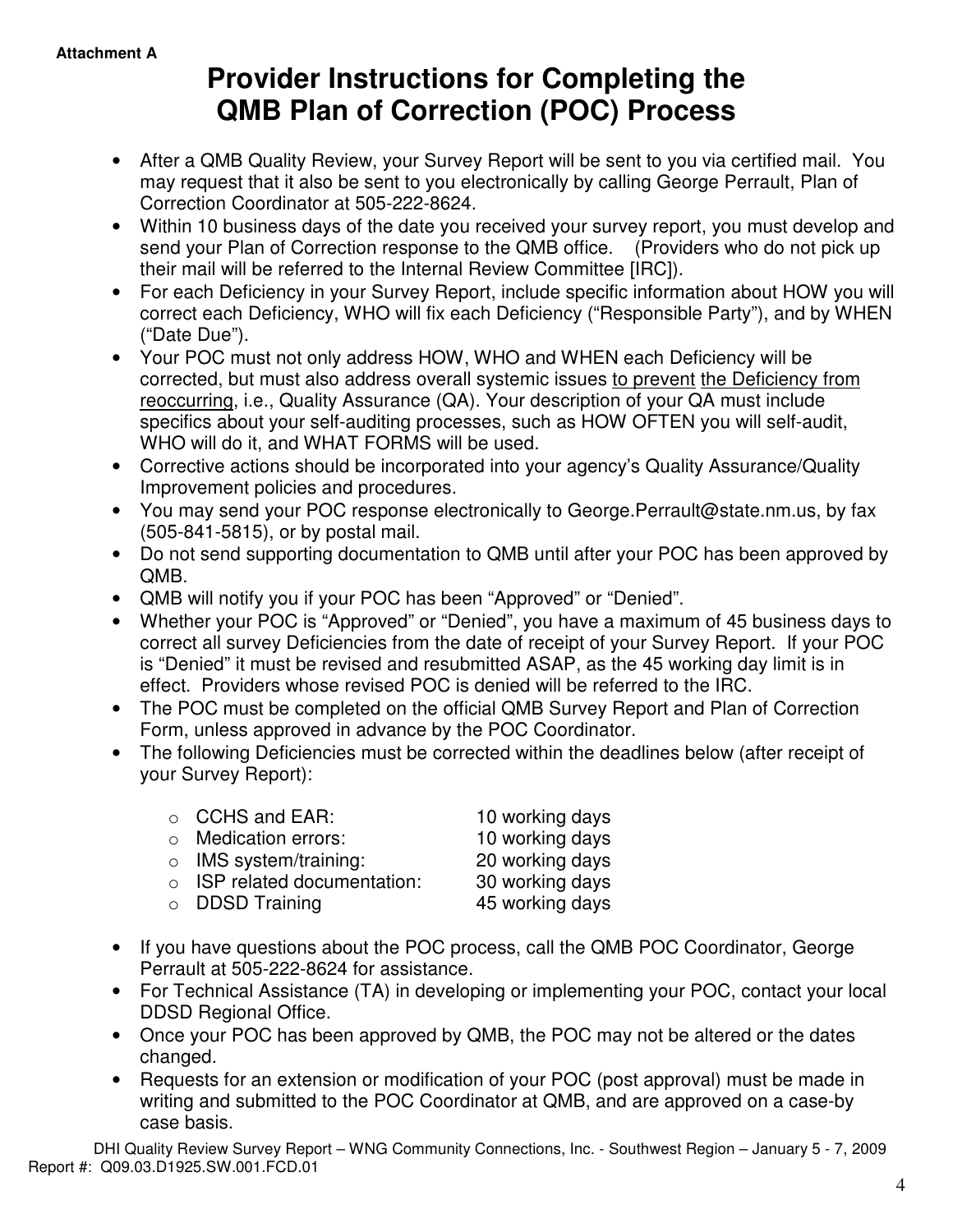Attachment A

# Provider Instructions for Completing the QMB Plan of Correction (POC) Process

- After a QMB Quality Review, your Survey Report will be sent to you via certified mail. You may request that it also be sent to you electronically by calling George Perrault, Plan of Correction Coordinator at 505-222-8624.
- Within 10 business days of the date you received your survey report, you must develop and send your Plan of Correction response to the QMB office. (Providers who do not pick up their mail will be referred to the Internal Review Committee [IRC]).
- For each Deficiency in your Survey Report, include specific information about HOW you will correct each Deficiency, WHO will fix each Deficiency ("Responsible Party"), and by WHEN ("Date Due").
- Your POC must not only address HOW, WHO and WHEN each Deficiency will be corrected, but must also address overall systemic issues to prevent the Deficiency from reoccurring, i.e., Quality Assurance (QA). Your description of your QA must include specifics about your self-auditing processes, such as HOW OFTEN you will self-audit, WHO will do it, and WHAT FORMS will be used.
- Corrective actions should be incorporated into your agency's Quality Assurance/Quality Improvement policies and procedures.
- You may send your POC response electronically to George.Perrault@state.nm.us, by fax (505-841-5815), or by postal mail.
- Do not send supporting documentation to QMB until after your POC has been approved by QMB.
- QMB will notify you if your POC has been "Approved" or "Denied".
- Whether your POC is "Approved" or "Denied", you have a maximum of 45 business days to correct all survey Deficiencies from the date of receipt of your Survey Report. If your POC is "Denied" it must be revised and resubmitted ASAP, as the 45 working day limit is in effect. Providers whose revised POC is denied will be referred to the IRC.
- The POC must be completed on the official QMB Survey Report and Plan of Correction Form, unless approved in advance by the POC Coordinator.
- The following Deficiencies must be corrected within the deadlines below (after receipt of your Survey Report):
  - CCHS and EAR: 10 working days
  - Medication errors: 10 working days
  - IMS system/training: 20 working days
  - ISP related documentation: 30 working days
  - DDSD Training 45 working days
- If you have questions about the POC process, call the QMB POC Coordinator, George Perrault at 505-222-8624 for assistance.
- For Technical Assistance (TA) in developing or implementing your POC, contact your local DDSD Regional Office.
- Once your POC has been approved by QMB, the POC may not be altered or the dates changed.
- Requests for an extension or modification of your POC (post approval) must be made in writing and submitted to the POC Coordinator at QMB, and are approved on a case-by case basis.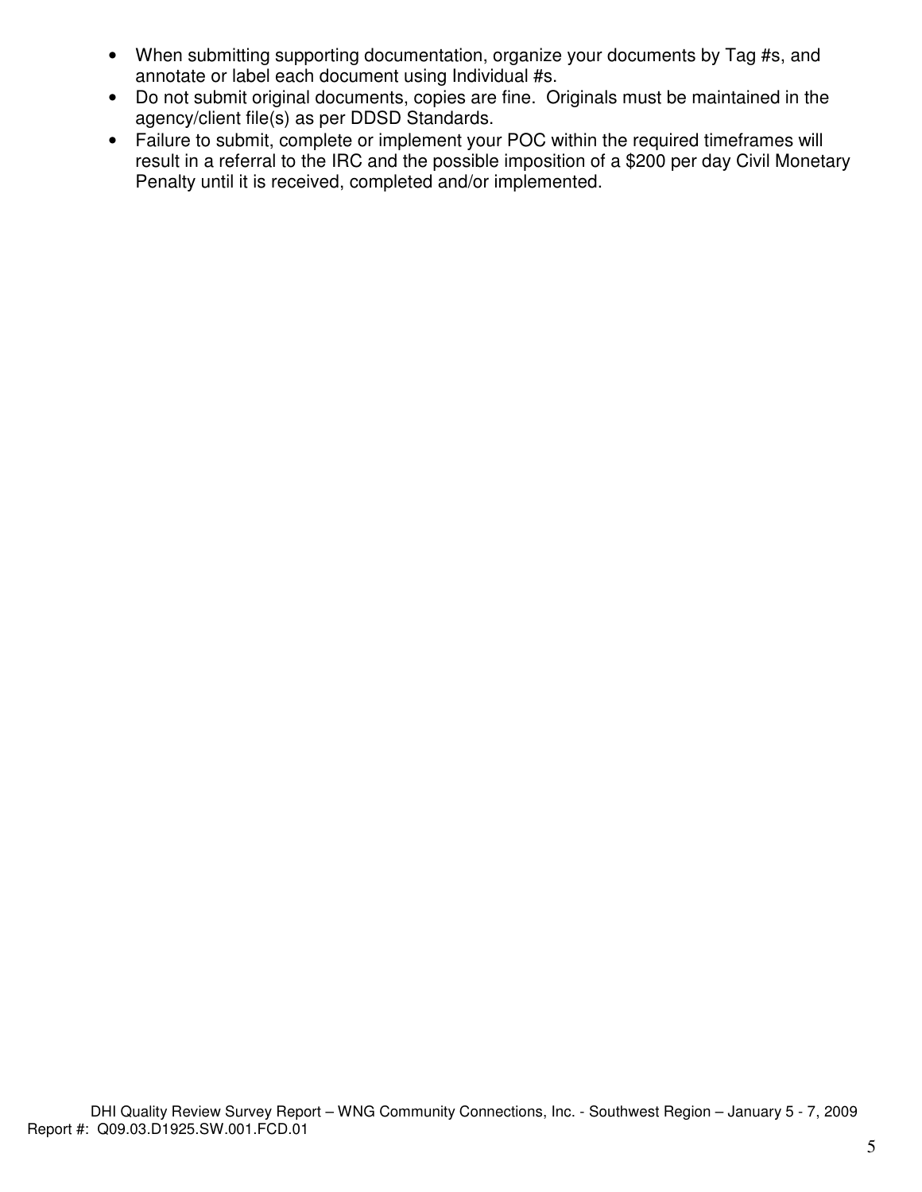- When submitting supporting documentation, organize your documents by Tag #s, and annotate or label each document using Individual #s.
- Do not submit original documents, copies are fine. Originals must be maintained in the agency/client file(s) as per DDSD Standards.
- Failure to submit, complete or implement your POC within the required timeframes will result in a referral to the IRC and the possible imposition of a $200 per day Civil Monetary Penalty until it is received, completed and/or implemented.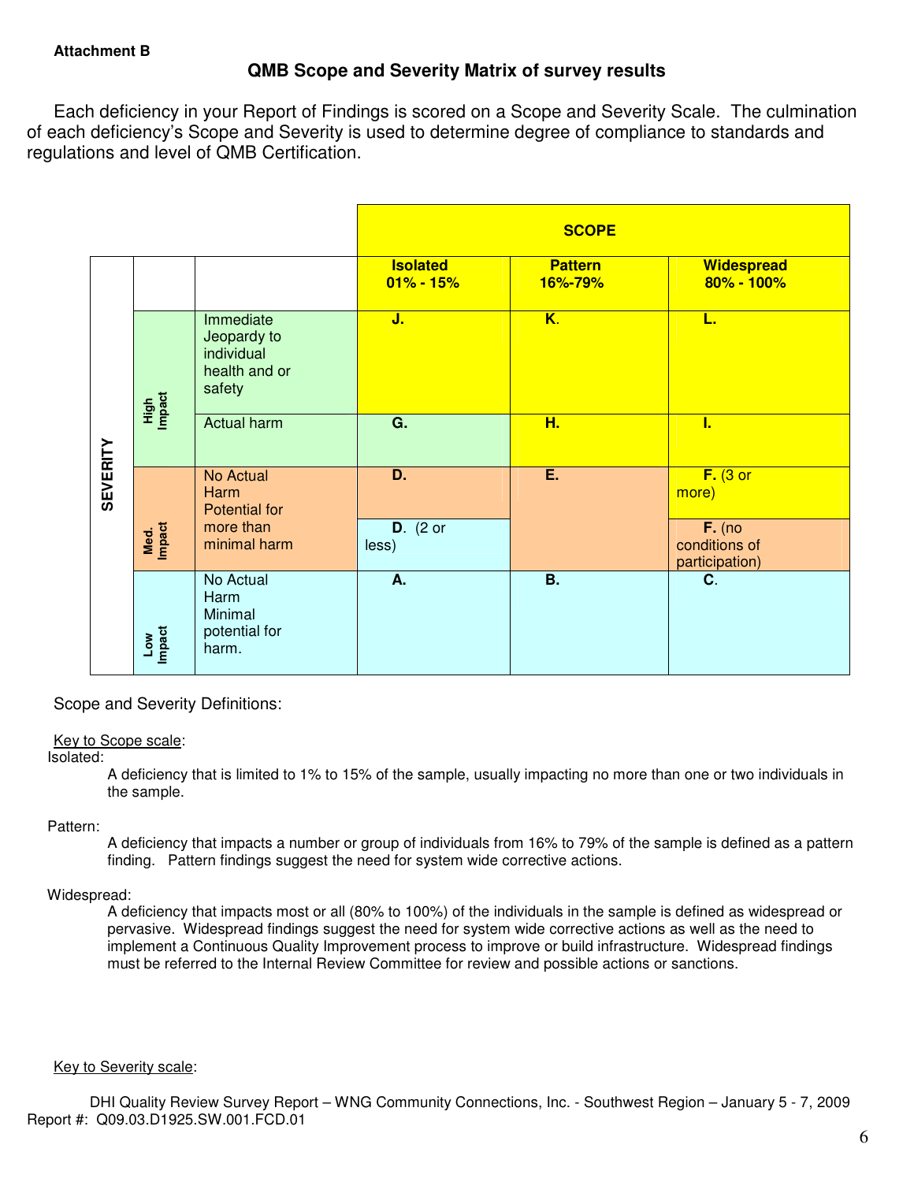**Attachment B**

## QMB Scope and Severity Matrix of survey results

Each deficiency in your Report of Findings is scored on a Scope and Severity Scale. The culmination of each deficiency's Scope and Severity is used to determine degree of compliance to standards and regulations and level of QMB Certification.

| SEVERITY | | | SCOPE | | |
|---|---|---|---|---|---|
| | | | **Isolated 01% - 15%** | **Pattern 16%-79%** | **Widespread 80% - 100%** |
| | **High Impact** | Immediate Jeopardy to individual health and or safety | **J.** | **K.** | **L.** |
| | **High Impact** | Actual harm | **G.** | **H.** | **I.** |
| | **Med. Impact** | No Actual Harm Potential for more than minimal harm | **D.** | **E.** | **F.** (3 or more) |
| | **Med. Impact** | | **D.** (2 or less) | | **F.** (no conditions of participation) |
| | **Low Impact** | No Actual Harm Minimal potential for harm. | **A.** | **B.** | **C.** |

Scope and Severity Definitions:

<u>Key to Scope scale</u>:

Isolated:

A deficiency that is limited to 1% to 15% of the sample, usually impacting no more than one or two individuals in the sample.

Pattern:

A deficiency that impacts a number or group of individuals from 16% to 79% of the sample is defined as a pattern finding. Pattern findings suggest the need for system wide corrective actions.

Widespread:

A deficiency that impacts most or all (80% to 100%) of the individuals in the sample is defined as widespread or pervasive. Widespread findings suggest the need for system wide corrective actions as well as the need to implement a Continuous Quality Improvement process to improve or build infrastructure. Widespread findings must be referred to the Internal Review Committee for review and possible actions or sanctions.

<u>Key to Severity scale</u>: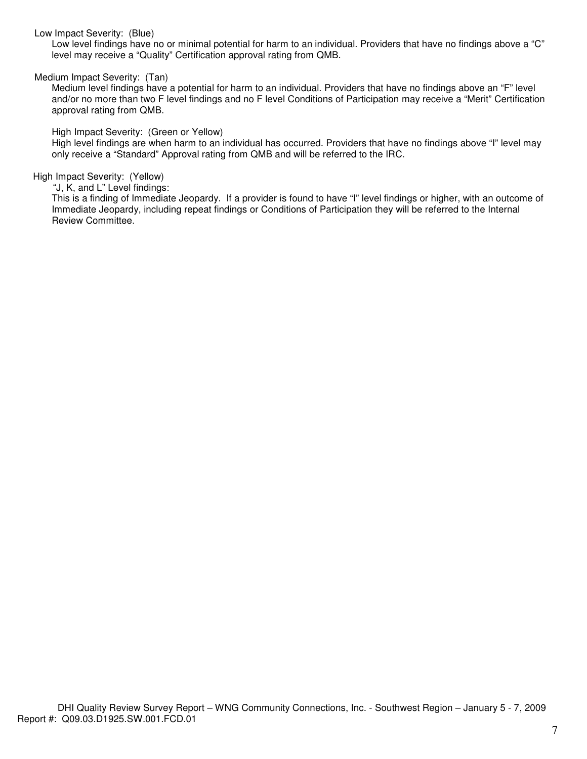Low Impact Severity: (Blue)

Low level findings have no or minimal potential for harm to an individual. Providers that have no findings above a "C" level may receive a "Quality" Certification approval rating from QMB.

Medium Impact Severity: (Tan)

Medium level findings have a potential for harm to an individual. Providers that have no findings above an "F" level and/or no more than two F level findings and no F level Conditions of Participation may receive a "Merit" Certification approval rating from QMB.

High Impact Severity: (Green or Yellow)

High level findings are when harm to an individual has occurred. Providers that have no findings above "I" level may only receive a "Standard" Approval rating from QMB and will be referred to the IRC.

High Impact Severity: (Yellow)

"J, K, and L" Level findings:

This is a finding of Immediate Jeopardy. If a provider is found to have "I" level findings or higher, with an outcome of Immediate Jeopardy, including repeat findings or Conditions of Participation they will be referred to the Internal Review Committee.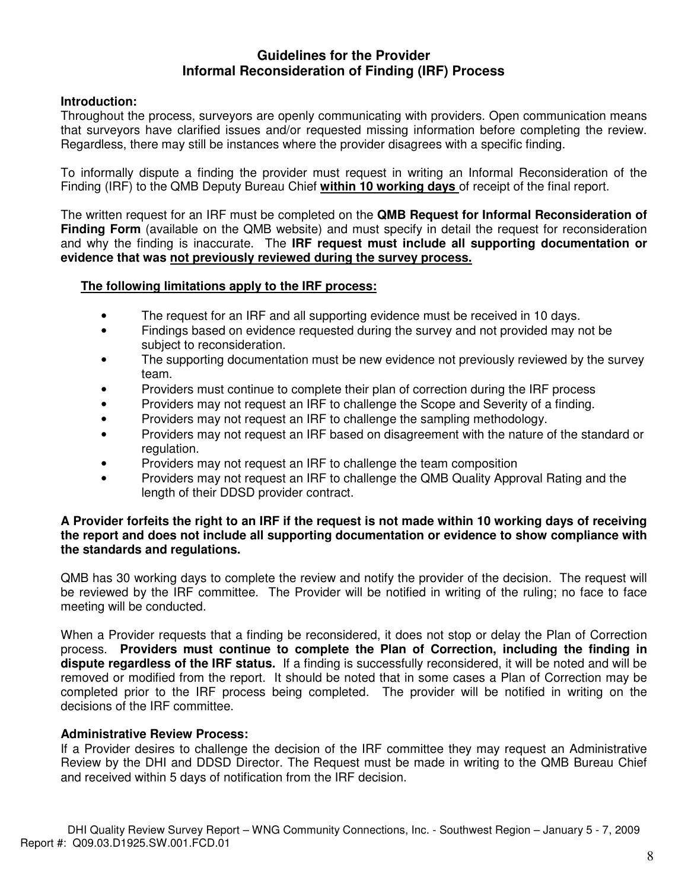# Guidelines for the Provider
# Informal Reconsideration of Finding (IRF) Process

**Introduction:**
Throughout the process, surveyors are openly communicating with providers. Open communication means that surveyors have clarified issues and/or requested missing information before completing the review. Regardless, there may still be instances where the provider disagrees with a specific finding.

To informally dispute a finding the provider must request in writing an Informal Reconsideration of the Finding (IRF) to the QMB Deputy Bureau Chief **within 10 working days** of receipt of the final report.

The written request for an IRF must be completed on the **QMB Request for Informal Reconsideration of Finding Form** (available on the QMB website) and must specify in detail the request for reconsideration and why the finding is inaccurate. The **IRF request must include all supporting documentation or evidence that was not previously reviewed during the survey process.**

**The following limitations apply to the IRF process:**

- The request for an IRF and all supporting evidence must be received in 10 days.
- Findings based on evidence requested during the survey and not provided may not be subject to reconsideration.
- The supporting documentation must be new evidence not previously reviewed by the survey team.
- Providers must continue to complete their plan of correction during the IRF process
- Providers may not request an IRF to challenge the Scope and Severity of a finding.
- Providers may not request an IRF to challenge the sampling methodology.
- Providers may not request an IRF based on disagreement with the nature of the standard or regulation.
- Providers may not request an IRF to challenge the team composition
- Providers may not request an IRF to challenge the QMB Quality Approval Rating and the length of their DDSD provider contract.

**A Provider forfeits the right to an IRF if the request is not made within 10 working days of receiving the report and does not include all supporting documentation or evidence to show compliance with the standards and regulations.**

QMB has 30 working days to complete the review and notify the provider of the decision. The request will be reviewed by the IRF committee. The Provider will be notified in writing of the ruling; no face to face meeting will be conducted.

When a Provider requests that a finding be reconsidered, it does not stop or delay the Plan of Correction process. **Providers must continue to complete the Plan of Correction, including the finding in dispute regardless of the IRF status.** If a finding is successfully reconsidered, it will be noted and will be removed or modified from the report. It should be noted that in some cases a Plan of Correction may be completed prior to the IRF process being completed. The provider will be notified in writing on the decisions of the IRF committee.

**Administrative Review Process:**
If a Provider desires to challenge the decision of the IRF committee they may request an Administrative Review by the DHI and DDSD Director. The Request must be made in writing to the QMB Bureau Chief and received within 5 days of notification from the IRF decision.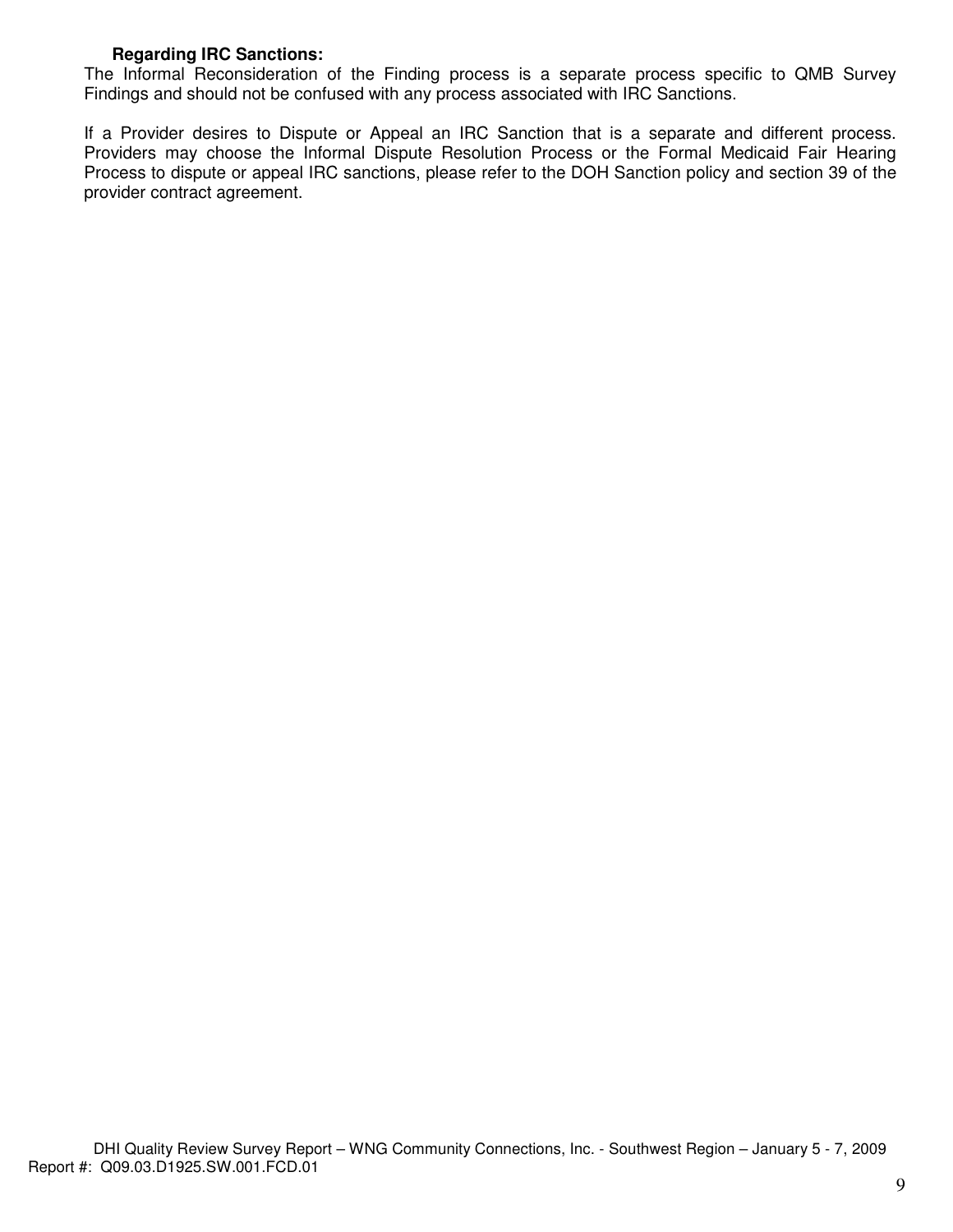**Regarding IRC Sanctions:**

The Informal Reconsideration of the Finding process is a separate process specific to QMB Survey Findings and should not be confused with any process associated with IRC Sanctions.

If a Provider desires to Dispute or Appeal an IRC Sanction that is a separate and different process. Providers may choose the Informal Dispute Resolution Process or the Formal Medicaid Fair Hearing Process to dispute or appeal IRC sanctions, please refer to the DOH Sanction policy and section 39 of the provider contract agreement.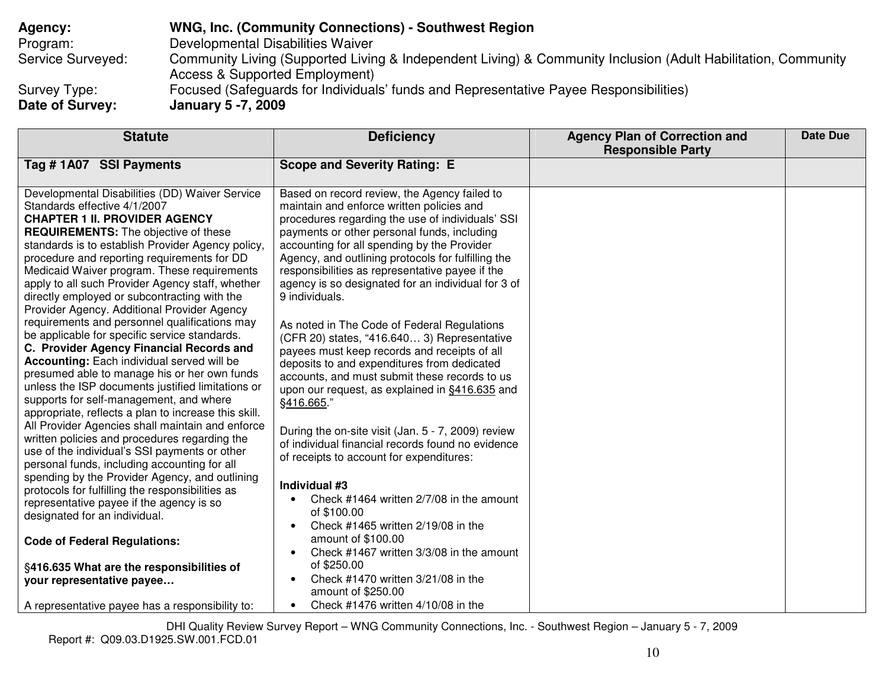**Agency:** **WNG, Inc. (Community Connections) - Southwest Region**
Program: Developmental Disabilities Waiver
Service Surveyed: Community Living (Supported Living & Independent Living) & Community Inclusion (Adult Habilitation, Community Access & Supported Employment)
Survey Type: Focused (Safeguards for Individuals' funds and Representative Payee Responsibilities)
**Date of Survey:** **January 5 -7, 2009**

| Statute | Deficiency | Agency Plan of Correction and Responsible Party | Date Due |
|---|---|---|---|
| **Tag # 1A07 SSI Payments** | **Scope and Severity Rating: E** | | |
| Developmental Disabilities (DD) Waiver Service Standards effective 4/1/2007<br>**CHAPTER 1 II. PROVIDER AGENCY REQUIREMENTS:** The objective of these standards is to establish Provider Agency policy, procedure and reporting requirements for DD Medicaid Waiver program. These requirements apply to all such Provider Agency staff, whether directly employed or subcontracting with the Provider Agency. Additional Provider Agency requirements and personnel qualifications may be applicable for specific service standards.<br>**C. Provider Agency Financial Records and Accounting:** Each individual served will be presumed able to manage his or her own funds unless the ISP documents justified limitations or supports for self-management, and where appropriate, reflects a plan to increase this skill. All Provider Agencies shall maintain and enforce written policies and procedures regarding the use of the individual's SSI payments or other personal funds, including accounting for all spending by the Provider Agency, and outlining protocols for fulfilling the responsibilities as representative payee if the agency is so designated for an individual.<br><br>**Code of Federal Regulations:**<br><br>**§416.635 What are the responsibilities of your representative payee…**<br><br>A representative payee has a responsibility to: | Based on record review, the Agency failed to maintain and enforce written policies and procedures regarding the use of individuals' SSI payments or other personal funds, including accounting for all spending by the Provider Agency, and outlining protocols for fulfilling the responsibilities as representative payee if the agency is so designated for an individual for 3 of 9 individuals.<br><br>As noted in The Code of Federal Regulations (CFR 20) states, "416.640… 3) Representative payees must keep records and receipts of all deposits to and expenditures from dedicated accounts, and must submit these records to us upon our request, as explained in §416.635 and §416.665."<br><br>During the on-site visit (Jan. 5 - 7, 2009) review of individual financial records found no evidence of receipts to account for expenditures:<br><br>**Individual #3**<br>• Check #1464 written 2/7/08 in the amount of $100.00<br>• Check #1465 written 2/19/08 in the amount of $100.00<br>• Check #1467 written 3/3/08 in the amount of $250.00<br>• Check #1470 written 3/21/08 in the amount of $250.00<br>• Check #1476 written 4/10/08 in the | | |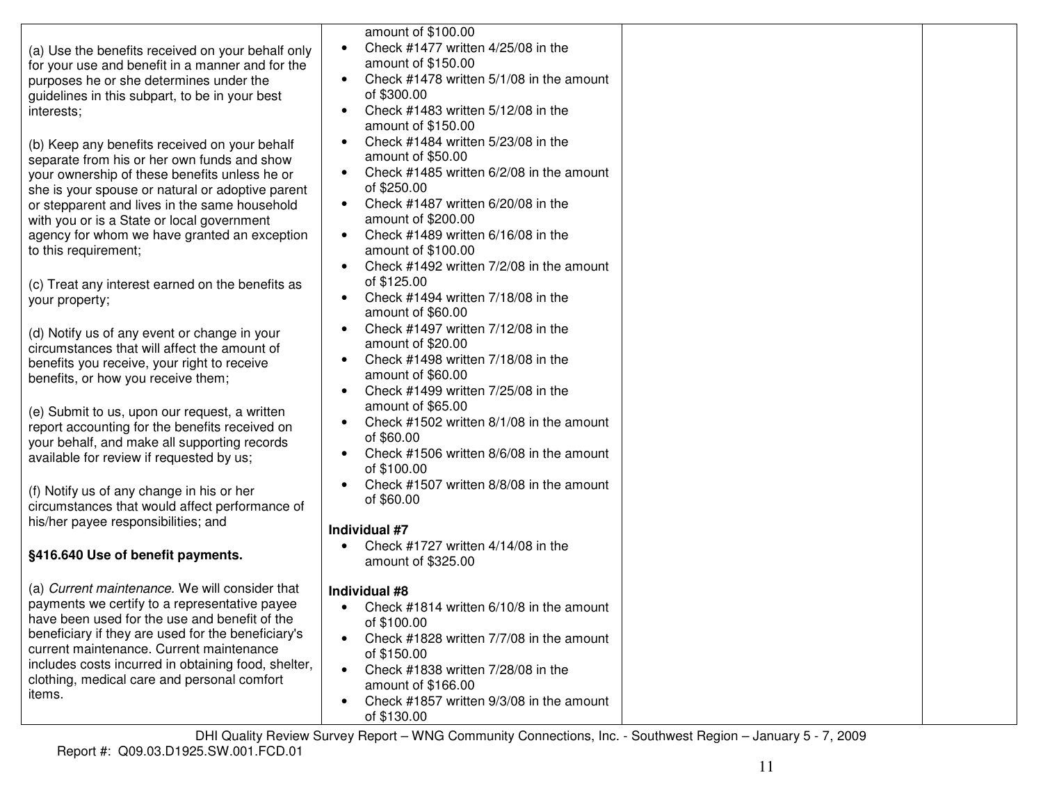| | | | |
|---|---|---|---|
| (a) Use the benefits received on your behalf only for your use and benefit in a manner and for the purposes he or she determines under the guidelines in this subpart, to be in your best interests;<br><br>(b) Keep any benefits received on your behalf separate from his or her own funds and show your ownership of these benefits unless he or she is your spouse or natural or adoptive parent or stepparent and lives in the same household with you or is a State or local government agency for whom we have granted an exception to this requirement;<br><br>(c) Treat any interest earned on the benefits as your property;<br><br>(d) Notify us of any event or change in your circumstances that will affect the amount of benefits you receive, your right to receive benefits, or how you receive them;<br><br>(e) Submit to us, upon our request, a written report accounting for the benefits received on your behalf, and make all supporting records available for review if requested by us;<br><br>(f) Notify us of any change in his or her circumstances that would affect performance of his/her payee responsibilities; and<br><br>**§416.640 Use of benefit payments.**<br><br>(a) *Current maintenance.* We will consider that payments we certify to a representative payee have been used for the use and benefit of the beneficiary if they are used for the beneficiary's current maintenance. Current maintenance includes costs incurred in obtaining food, shelter, clothing, medical care and personal comfort items. | amount of $100.00<br>• Check #1477 written 4/25/08 in the amount of $150.00<br>• Check #1478 written 5/1/08 in the amount of $300.00<br>• Check #1483 written 5/12/08 in the amount of $150.00<br>• Check #1484 written 5/23/08 in the amount of $50.00<br>• Check #1485 written 6/2/08 in the amount of $250.00<br>• Check #1487 written 6/20/08 in the amount of $200.00<br>• Check #1489 written 6/16/08 in the amount of $100.00<br>• Check #1492 written 7/2/08 in the amount of $125.00<br>• Check #1494 written 7/18/08 in the amount of $60.00<br>• Check #1497 written 7/12/08 in the amount of $20.00<br>• Check #1498 written 7/18/08 in the amount of $60.00<br>• Check #1499 written 7/25/08 in the amount of $65.00<br>• Check #1502 written 8/1/08 in the amount of $60.00<br>• Check #1506 written 8/6/08 in the amount of $100.00<br>• Check #1507 written 8/8/08 in the amount of $60.00<br><br>**Individual #7**<br>• Check #1727 written 4/14/08 in the amount of $325.00<br><br>**Individual #8**<br>• Check #1814 written 6/10/8 in the amount of $100.00<br>• Check #1828 written 7/7/08 in the amount of $150.00<br>• Check #1838 written 7/28/08 in the amount of $166.00<br>• Check #1857 written 9/3/08 in the amount of $130.00 | | |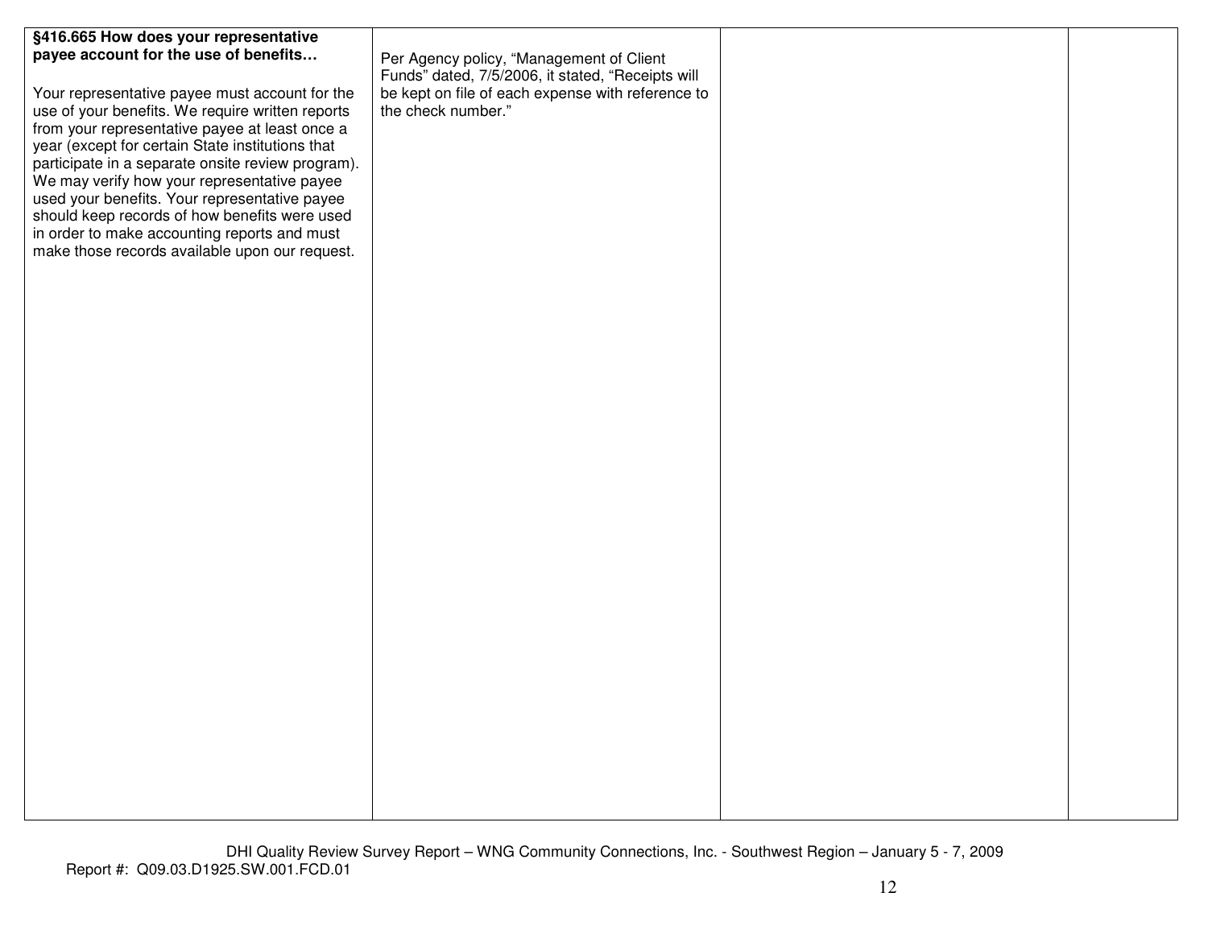| | | | |
|---|---|---|---|
| **§416.665 How does your representative payee account for the use of benefits…** Your representative payee must account for the use of your benefits. We require written reports from your representative payee at least once a year (except for certain State institutions that participate in a separate onsite review program). We may verify how your representative payee used your benefits. Your representative payee should keep records of how benefits were used in order to make accounting reports and must make those records available upon our request. | Per Agency policy, "Management of Client Funds" dated, 7/5/2006, it stated, "Receipts will be kept on file of each expense with reference to the check number." | | |

DHI Quality Review Survey Report – WNG Community Connections, Inc. - Southwest Region – January 5 - 7, 2009
Report #: Q09.03.D1925.SW.001.FCD.01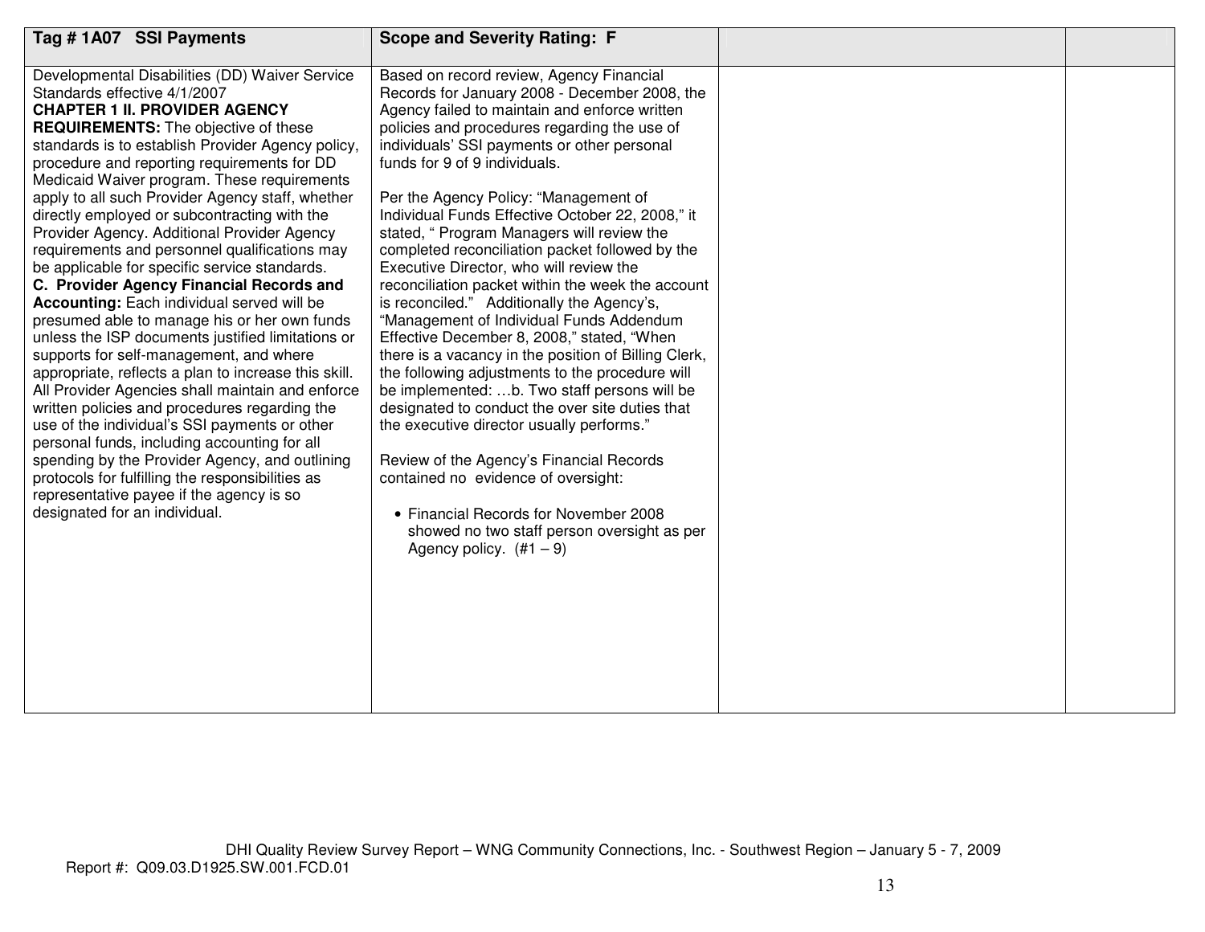| Tag # 1A07 SSI Payments | Scope and Severity Rating: F | | |
|---|---|---|---|
| Developmental Disabilities (DD) Waiver Service Standards effective 4/1/2007<br>**CHAPTER 1 II. PROVIDER AGENCY REQUIREMENTS:** The objective of these standards is to establish Provider Agency policy, procedure and reporting requirements for DD Medicaid Waiver program. These requirements apply to all such Provider Agency staff, whether directly employed or subcontracting with the Provider Agency. Additional Provider Agency requirements and personnel qualifications may be applicable for specific service standards.<br>**C. Provider Agency Financial Records and Accounting:** Each individual served will be presumed able to manage his or her own funds unless the ISP documents justified limitations or supports for self-management, and where appropriate, reflects a plan to increase this skill. All Provider Agencies shall maintain and enforce written policies and procedures regarding the use of the individual's SSI payments or other personal funds, including accounting for all spending by the Provider Agency, and outlining protocols for fulfilling the responsibilities as representative payee if the agency is so designated for an individual. | Based on record review, Agency Financial Records for January 2008 - December 2008, the Agency failed to maintain and enforce written policies and procedures regarding the use of individuals' SSI payments or other personal funds for 9 of 9 individuals.<br><br>Per the Agency Policy: "Management of Individual Funds Effective October 22, 2008," it stated, " Program Managers will review the completed reconciliation packet followed by the Executive Director, who will review the reconciliation packet within the week the account is reconciled." Additionally the Agency's, "Management of Individual Funds Addendum Effective December 8, 2008," stated, "When there is a vacancy in the position of Billing Clerk, the following adjustments to the procedure will be implemented: …b. Two staff persons will be designated to conduct the over site duties that the executive director usually performs."<br><br>Review of the Agency's Financial Records contained no evidence of oversight:<br><br>• Financial Records for November 2008 showed no two staff person oversight as per Agency policy. (#1 – 9) | | |